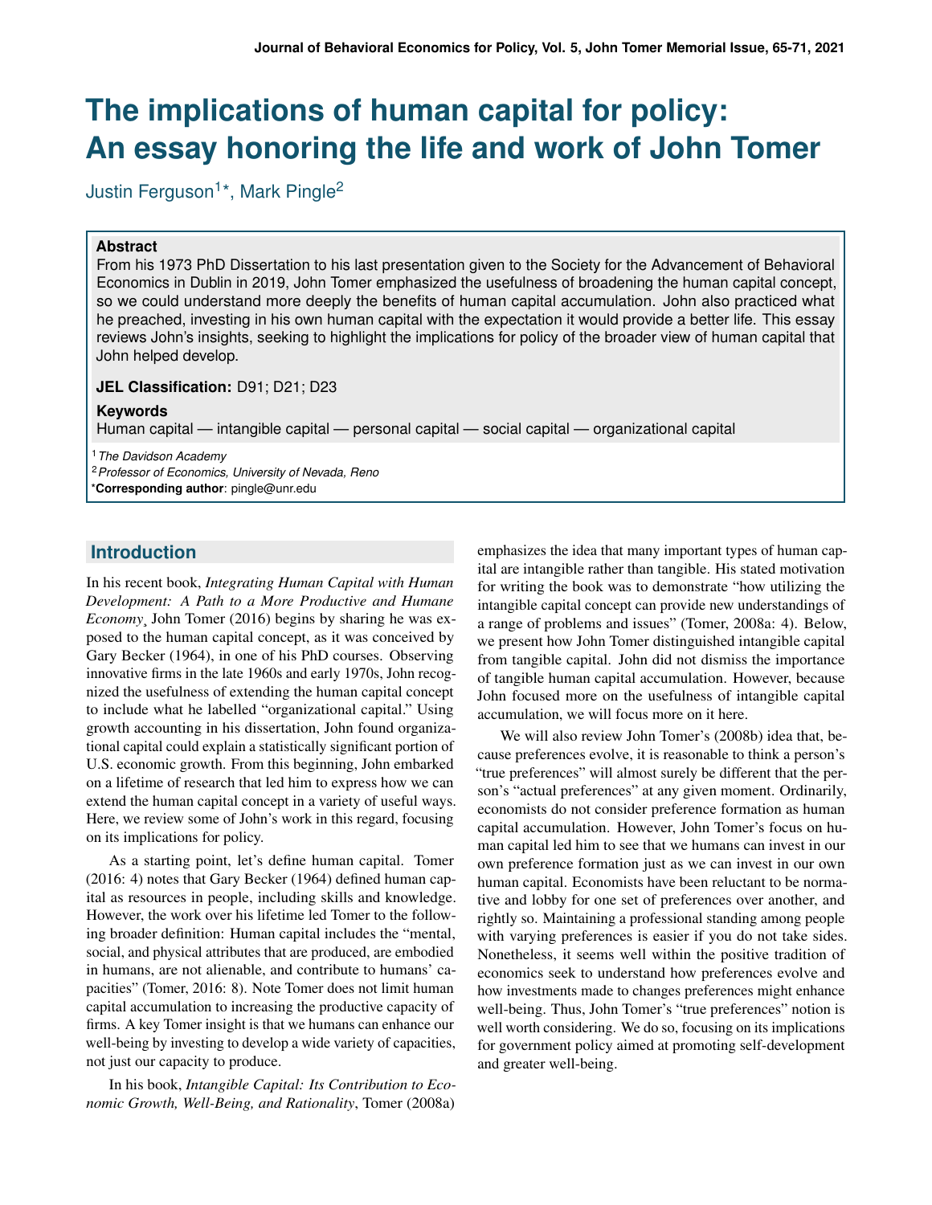# The implications of human capital for policy: An essay honoring the life and work of John Tomer

Justin Ferguson[1]*, Mark Pingle[2]

**Abstract**

From his 1973 PhD Dissertation to his last presentation given to the Society for the Advancement of Behavioral Economics in Dublin in 2019, John Tomer emphasized the usefulness of broadening the human capital concept, so we could understand more deeply the benefits of human capital accumulation. John also practiced what he preached, investing in his own human capital with the expectation it would provide a better life. This essay reviews John's insights, seeking to highlight the implications for policy of the broader view of human capital that John helped develop.

**JEL Classification:** D91; D21; D23

**Keywords**

Human capital — intangible capital — personal capital — social capital — organizational capital

[1] *The Davidson Academy*

[2] *Professor of Economics, University of Nevada, Reno*

***Corresponding author**: pingle@unr.edu

## Introduction

In his recent book, *Integrating Human Capital with Human Development: A Path to a More Productive and Humane Economy*, John Tomer (2016) begins by sharing he was exposed to the human capital concept, as it was conceived by Gary Becker (1964), in one of his PhD courses. Observing innovative firms in the late 1960s and early 1970s, John recognized the usefulness of extending the human capital concept to include what he labelled "organizational capital." Using growth accounting in his dissertation, John found organizational capital could explain a statistically significant portion of U.S. economic growth. From this beginning, John embarked on a lifetime of research that led him to express how we can extend the human capital concept in a variety of useful ways. Here, we review some of John's work in this regard, focusing on its implications for policy.

As a starting point, let's define human capital. Tomer (2016: 4) notes that Gary Becker (1964) defined human capital as resources in people, including skills and knowledge. However, the work over his lifetime led Tomer to the following broader definition: Human capital includes the "mental, social, and physical attributes that are produced, are embodied in humans, are not alienable, and contribute to humans' capacities" (Tomer, 2016: 8). Note Tomer does not limit human capital accumulation to increasing the productive capacity of firms. A key Tomer insight is that we humans can enhance our well-being by investing to develop a wide variety of capacities, not just our capacity to produce.

In his book, *Intangible Capital: Its Contribution to Economic Growth, Well-Being, and Rationality*, Tomer (2008a) emphasizes the idea that many important types of human capital are intangible rather than tangible. His stated motivation for writing the book was to demonstrate "how utilizing the intangible capital concept can provide new understandings of a range of problems and issues" (Tomer, 2008a: 4). Below, we present how John Tomer distinguished intangible capital from tangible capital. John did not dismiss the importance of tangible human capital accumulation. However, because John focused more on the usefulness of intangible capital accumulation, we will focus more on it here.

We will also review John Tomer's (2008b) idea that, because preferences evolve, it is reasonable to think a person's "true preferences" will almost surely be different that the person's "actual preferences" at any given moment. Ordinarily, economists do not consider preference formation as human capital accumulation. However, John Tomer's focus on human capital led him to see that we humans can invest in our own preference formation just as we can invest in our own human capital. Economists have been reluctant to be normative and lobby for one set of preferences over another, and rightly so. Maintaining a professional standing among people with varying preferences is easier if you do not take sides. Nonetheless, it seems well within the positive tradition of economics seek to understand how preferences evolve and how investments made to changes preferences might enhance well-being. Thus, John Tomer's "true preferences" notion is well worth considering. We do so, focusing on its implications for government policy aimed at promoting self-development and greater well-being.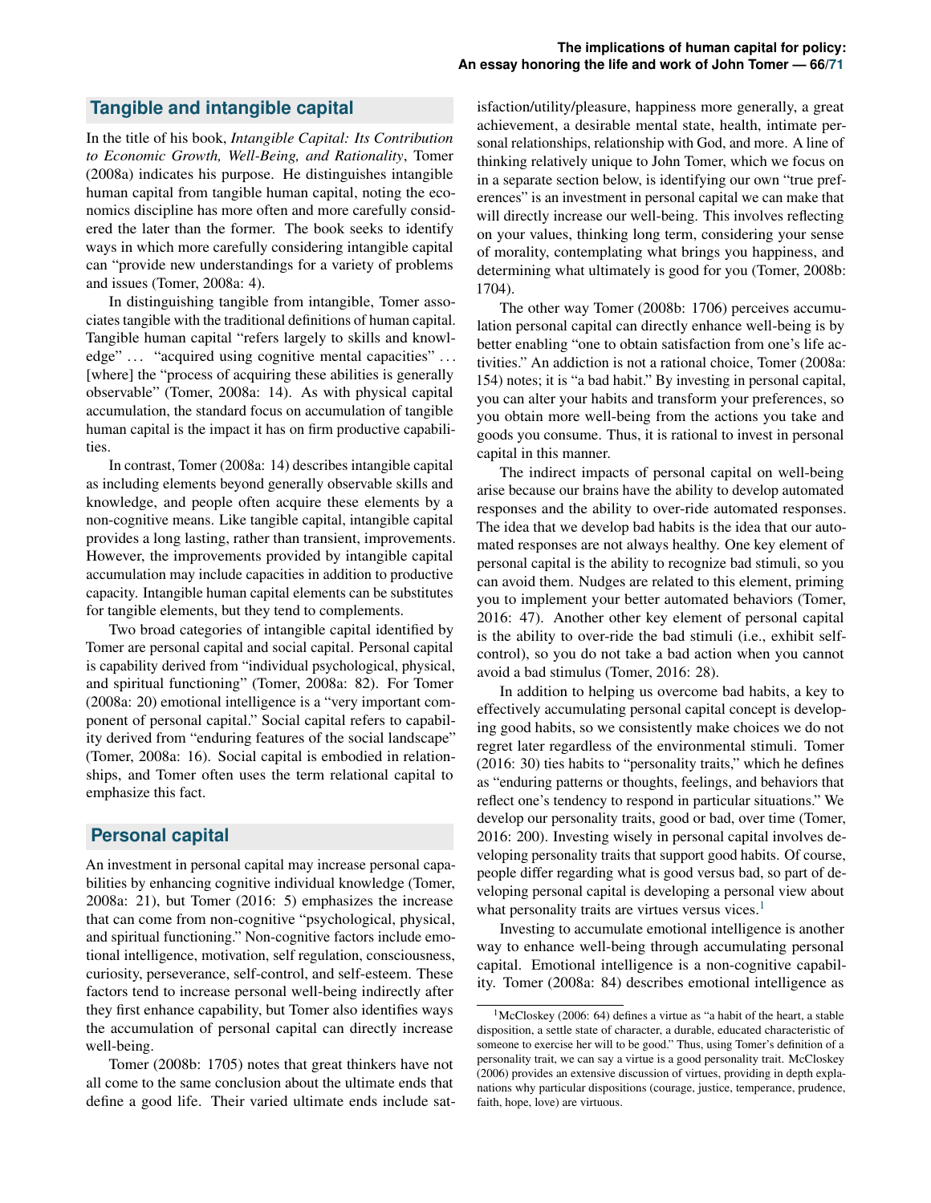## Tangible and intangible capital

In the title of his book, *Intangible Capital: Its Contribution to Economic Growth, Well-Being, and Rationality*, Tomer (2008a) indicates his purpose. He distinguishes intangible human capital from tangible human capital, noting the economics discipline has more often and more carefully considered the later than the former. The book seeks to identify ways in which more carefully considering intangible capital can "provide new understandings for a variety of problems and issues (Tomer, 2008a: 4).

In distinguishing tangible from intangible, Tomer associates tangible with the traditional definitions of human capital. Tangible human capital "refers largely to skills and knowledge" … "acquired using cognitive mental capacities" … [where] the "process of acquiring these abilities is generally observable" (Tomer, 2008a: 14). As with physical capital accumulation, the standard focus on accumulation of tangible human capital is the impact it has on firm productive capabilities.

In contrast, Tomer (2008a: 14) describes intangible capital as including elements beyond generally observable skills and knowledge, and people often acquire these elements by a non-cognitive means. Like tangible capital, intangible capital provides a long lasting, rather than transient, improvements. However, the improvements provided by intangible capital accumulation may include capacities in addition to productive capacity. Intangible human capital elements can be substitutes for tangible elements, but they tend to complements.

Two broad categories of intangible capital identified by Tomer are personal capital and social capital. Personal capital is capability derived from "individual psychological, physical, and spiritual functioning" (Tomer, 2008a: 82). For Tomer (2008a: 20) emotional intelligence is a "very important component of personal capital." Social capital refers to capability derived from "enduring features of the social landscape" (Tomer, 2008a: 16). Social capital is embodied in relationships, and Tomer often uses the term relational capital to emphasize this fact.

## Personal capital

An investment in personal capital may increase personal capabilities by enhancing cognitive individual knowledge (Tomer, 2008a: 21), but Tomer (2016: 5) emphasizes the increase that can come from non-cognitive "psychological, physical, and spiritual functioning." Non-cognitive factors include emotional intelligence, motivation, self regulation, consciousness, curiosity, perseverance, self-control, and self-esteem. These factors tend to increase personal well-being indirectly after they first enhance capability, but Tomer also identifies ways the accumulation of personal capital can directly increase well-being.

Tomer (2008b: 1705) notes that great thinkers have not all come to the same conclusion about the ultimate ends that define a good life. Their varied ultimate ends include satisfaction/utility/pleasure, happiness more generally, a great achievement, a desirable mental state, health, intimate personal relationships, relationship with God, and more. A line of thinking relatively unique to John Tomer, which we focus on in a separate section below, is identifying our own "true preferences" is an investment in personal capital we can make that will directly increase our well-being. This involves reflecting on your values, thinking long term, considering your sense of morality, contemplating what brings you happiness, and determining what ultimately is good for you (Tomer, 2008b: 1704).

The other way Tomer (2008b: 1706) perceives accumulation personal capital can directly enhance well-being is by better enabling "one to obtain satisfaction from one's life activities." An addiction is not a rational choice, Tomer (2008a: 154) notes; it is "a bad habit." By investing in personal capital, you can alter your habits and transform your preferences, so you obtain more well-being from the actions you take and goods you consume. Thus, it is rational to invest in personal capital in this manner.

The indirect impacts of personal capital on well-being arise because our brains have the ability to develop automated responses and the ability to over-ride automated responses. The idea that we develop bad habits is the idea that our automated responses are not always healthy. One key element of personal capital is the ability to recognize bad stimuli, so you can avoid them. Nudges are related to this element, priming you to implement your better automated behaviors (Tomer, 2016: 47). Another other key element of personal capital is the ability to over-ride the bad stimuli (i.e., exhibit self-control), so you do not take a bad action when you cannot avoid a bad stimulus (Tomer, 2016: 28).

In addition to helping us overcome bad habits, a key to effectively accumulating personal capital concept is developing good habits, so we consistently make choices we do not regret later regardless of the environmental stimuli. Tomer (2016: 30) ties habits to "personality traits," which he defines as "enduring patterns or thoughts, feelings, and behaviors that reflect one's tendency to respond in particular situations." We develop our personality traits, good or bad, over time (Tomer, 2016: 200). Investing wisely in personal capital involves developing personality traits that support good habits. Of course, people differ regarding what is good versus bad, so part of developing personal capital is developing a personal view about what personality traits are virtues versus vices.[1]

Investing to accumulate emotional intelligence is another way to enhance well-being through accumulating personal capital. Emotional intelligence is a non-cognitive capability. Tomer (2008a: 84) describes emotional intelligence as

[1] McCloskey (2006: 64) defines a virtue as "a habit of the heart, a stable disposition, a settle state of character, a durable, educated characteristic of someone to exercise her will to be good." Thus, using Tomer's definition of a personality trait, we can say a virtue is a good personality trait. McCloskey (2006) provides an extensive discussion of virtues, providing in depth explanations why particular dispositions (courage, justice, temperance, prudence, faith, hope, love) are virtuous.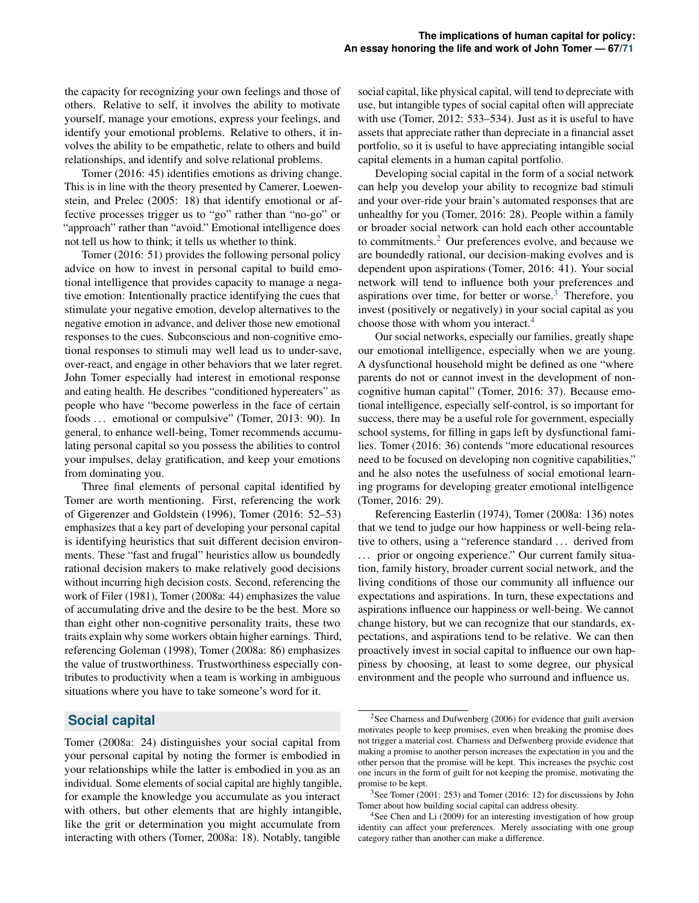the capacity for recognizing your own feelings and those of others. Relative to self, it involves the ability to motivate yourself, manage your emotions, express your feelings, and identify your emotional problems. Relative to others, it involves the ability to be empathetic, relate to others and build relationships, and identify and solve relational problems.

Tomer (2016: 45) identifies emotions as driving change. This is in line with the theory presented by Camerer, Loewenstein, and Prelec (2005: 18) that identify emotional or affective processes trigger us to "go" rather than "no-go" or "approach" rather than "avoid." Emotional intelligence does not tell us how to think; it tells us whether to think.

Tomer (2016: 51) provides the following personal policy advice on how to invest in personal capital to build emotional intelligence that provides capacity to manage a negative emotion: Intentionally practice identifying the cues that stimulate your negative emotion, develop alternatives to the negative emotion in advance, and deliver those new emotional responses to the cues. Subconscious and non-cognitive emotional responses to stimuli may well lead us to under-save, over-react, and engage in other behaviors that we later regret. John Tomer especially had interest in emotional response and eating health. He describes "conditioned hypereaters" as people who have "become powerless in the face of certain foods ... emotional or compulsive" (Tomer, 2013: 90). In general, to enhance well-being, Tomer recommends accumulating personal capital so you possess the abilities to control your impulses, delay gratification, and keep your emotions from dominating you.

Three final elements of personal capital identified by Tomer are worth mentioning. First, referencing the work of Gigerenzer and Goldstein (1996), Tomer (2016: 52–53) emphasizes that a key part of developing your personal capital is identifying heuristics that suit different decision environments. These "fast and frugal" heuristics allow us boundedly rational decision makers to make relatively good decisions without incurring high decision costs. Second, referencing the work of Filer (1981), Tomer (2008a: 44) emphasizes the value of accumulating drive and the desire to be the best. More so than eight other non-cognitive personality traits, these two traits explain why some workers obtain higher earnings. Third, referencing Goleman (1998), Tomer (2008a: 86) emphasizes the value of trustworthiness. Trustworthiness especially contributes to productivity when a team is working in ambiguous situations where you have to take someone's word for it.

## Social capital

Tomer (2008a: 24) distinguishes your social capital from your personal capital by noting the former is embodied in your relationships while the latter is embodied in you as an individual. Some elements of social capital are highly tangible, for example the knowledge you accumulate as you interact with others, but other elements that are highly intangible, like the grit or determination you might accumulate from interacting with others (Tomer, 2008a: 18). Notably, tangible social capital, like physical capital, will tend to depreciate with use, but intangible types of social capital often will appreciate with use (Tomer, 2012: 533–534). Just as it is useful to have assets that appreciate rather than depreciate in a financial asset portfolio, so it is useful to have appreciating intangible social capital elements in a human capital portfolio.

Developing social capital in the form of a social network can help you develop your ability to recognize bad stimuli and your over-ride your brain's automated responses that are unhealthy for you (Tomer, 2016: 28). People within a family or broader social network can hold each other accountable to commitments.[2] Our preferences evolve, and because we are boundedly rational, our decision-making evolves and is dependent upon aspirations (Tomer, 2016: 41). Your social network will tend to influence both your preferences and aspirations over time, for better or worse.[3] Therefore, you invest (positively or negatively) in your social capital as you choose those with whom you interact.[4]

Our social networks, especially our families, greatly shape our emotional intelligence, especially when we are young. A dysfunctional household might be defined as one "where parents do not or cannot invest in the development of non-cognitive human capital" (Tomer, 2016: 37). Because emotional intelligence, especially self-control, is so important for success, there may be a useful role for government, especially school systems, for filling in gaps left by dysfunctional families. Tomer (2016: 36) contends "more educational resources need to be focused on developing non cognitive capabilities," and he also notes the usefulness of social emotional learning programs for developing greater emotional intelligence (Tomer, 2016: 29).

Referencing Easterlin (1974), Tomer (2008a: 136) notes that we tend to judge our how happiness or well-being relative to others, using a "reference standard ... derived from ... prior or ongoing experience." Our current family situation, family history, broader current social network, and the living conditions of those our community all influence our expectations and aspirations. In turn, these expectations and aspirations influence our happiness or well-being. We cannot change history, but we can recognize that our standards, expectations, and aspirations tend to be relative. We can then proactively invest in social capital to influence our own happiness by choosing, at least to some degree, our physical environment and the people who surround and influence us.

---

[2] See Charness and Dufwenberg (2006) for evidence that guilt aversion motivates people to keep promises, even when breaking the promise does not trigger a material cost. Charness and Defwenberg provide evidence that making a promise to another person increases the expectation in you and the other person that the promise will be kept. This increases the psychic cost one incurs in the form of guilt for not keeping the promise, motivating the promise to be kept.

[3] See Tomer (2001: 253) and Tomer (2016: 12) for discussions by John Tomer about how building social capital can address obesity.

[4] See Chen and Li (2009) for an interesting investigation of how group identity can affect your preferences. Merely associating with one group category rather than another can make a difference.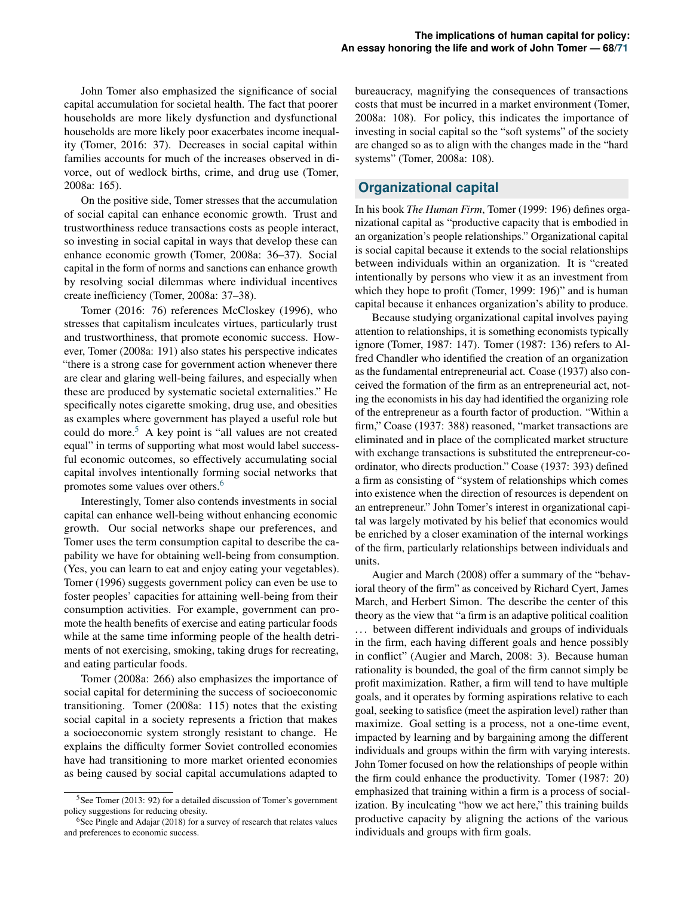John Tomer also emphasized the significance of social capital accumulation for societal health. The fact that poorer households are more likely dysfunction and dysfunctional households are more likely poor exacerbates income inequality (Tomer, 2016: 37). Decreases in social capital within families accounts for much of the increases observed in divorce, out of wedlock births, crime, and drug use (Tomer, 2008a: 165).

On the positive side, Tomer stresses that the accumulation of social capital can enhance economic growth. Trust and trustworthiness reduce transactions costs as people interact, so investing in social capital in ways that develop these can enhance economic growth (Tomer, 2008a: 36–37). Social capital in the form of norms and sanctions can enhance growth by resolving social dilemmas where individual incentives create inefficiency (Tomer, 2008a: 37–38).

Tomer (2016: 76) references McCloskey (1996), who stresses that capitalism inculcates virtues, particularly trust and trustworthiness, that promote economic success. However, Tomer (2008a: 191) also states his perspective indicates "there is a strong case for government action whenever there are clear and glaring well-being failures, and especially when these are produced by systematic societal externalities." He specifically notes cigarette smoking, drug use, and obesities as examples where government has played a useful role but could do more.[5] A key point is "all values are not created equal" in terms of supporting what most would label successful economic outcomes, so effectively accumulating social capital involves intentionally forming social networks that promotes some values over others.[6]

Interestingly, Tomer also contends investments in social capital can enhance well-being without enhancing economic growth. Our social networks shape our preferences, and Tomer uses the term consumption capital to describe the capability we have for obtaining well-being from consumption. (Yes, you can learn to eat and enjoy eating your vegetables). Tomer (1996) suggests government policy can even be use to foster peoples' capacities for attaining well-being from their consumption activities. For example, government can promote the health benefits of exercise and eating particular foods while at the same time informing people of the health detriments of not exercising, smoking, taking drugs for recreating, and eating particular foods.

Tomer (2008a: 266) also emphasizes the importance of social capital for determining the success of socioeconomic transitioning. Tomer (2008a: 115) notes that the existing social capital in a society represents a friction that makes a socioeconomic system strongly resistant to change. He explains the difficulty former Soviet controlled economies have had transitioning to more market oriented economies as being caused by social capital accumulations adapted to bureaucracy, magnifying the consequences of transactions costs that must be incurred in a market environment (Tomer, 2008a: 108). For policy, this indicates the importance of investing in social capital so the "soft systems" of the society are changed so as to align with the changes made in the "hard systems" (Tomer, 2008a: 108).

## Organizational capital

In his book *The Human Firm*, Tomer (1999: 196) defines organizational capital as "productive capacity that is embodied in an organization's people relationships." Organizational capital is social capital because it extends to the social relationships between individuals within an organization. It is "created intentionally by persons who view it as an investment from which they hope to profit (Tomer, 1999: 196)" and is human capital because it enhances organization's ability to produce.

Because studying organizational capital involves paying attention to relationships, it is something economists typically ignore (Tomer, 1987: 147). Tomer (1987: 136) refers to Alfred Chandler who identified the creation of an organization as the fundamental entrepreneurial act. Coase (1937) also conceived the formation of the firm as an entrepreneurial act, noting the economists in his day had identified the organizing role of the entrepreneur as a fourth factor of production. "Within a firm," Coase (1937: 388) reasoned, "market transactions are eliminated and in place of the complicated market structure with exchange transactions is substituted the entrepreneur-co-ordinator, who directs production." Coase (1937: 393) defined a firm as consisting of "system of relationships which comes into existence when the direction of resources is dependent on an entrepreneur." John Tomer's interest in organizational capital was largely motivated by his belief that economics would be enriched by a closer examination of the internal workings of the firm, particularly relationships between individuals and units.

Augier and March (2008) offer a summary of the "behavioral theory of the firm" as conceived by Richard Cyert, James March, and Herbert Simon. The describe the center of this theory as the view that "a firm is an adaptive political coalition … between different individuals and groups of individuals in the firm, each having different goals and hence possibly in conflict" (Augier and March, 2008: 3). Because human rationality is bounded, the goal of the firm cannot simply be profit maximization. Rather, a firm will tend to have multiple goals, and it operates by forming aspirations relative to each goal, seeking to satisfice (meet the aspiration level) rather than maximize. Goal setting is a process, not a one-time event, impacted by learning and by bargaining among the different individuals and groups within the firm with varying interests. John Tomer focused on how the relationships of people within the firm could enhance the productivity. Tomer (1987: 20) emphasized that training within a firm is a process of socialization. By inculcating "how we act here," this training builds productive capacity by aligning the actions of the various individuals and groups with firm goals.

[5] See Tomer (2013: 92) for a detailed discussion of Tomer's government policy suggestions for reducing obesity.

[6] See Pingle and Adajar (2018) for a survey of research that relates values and preferences to economic success.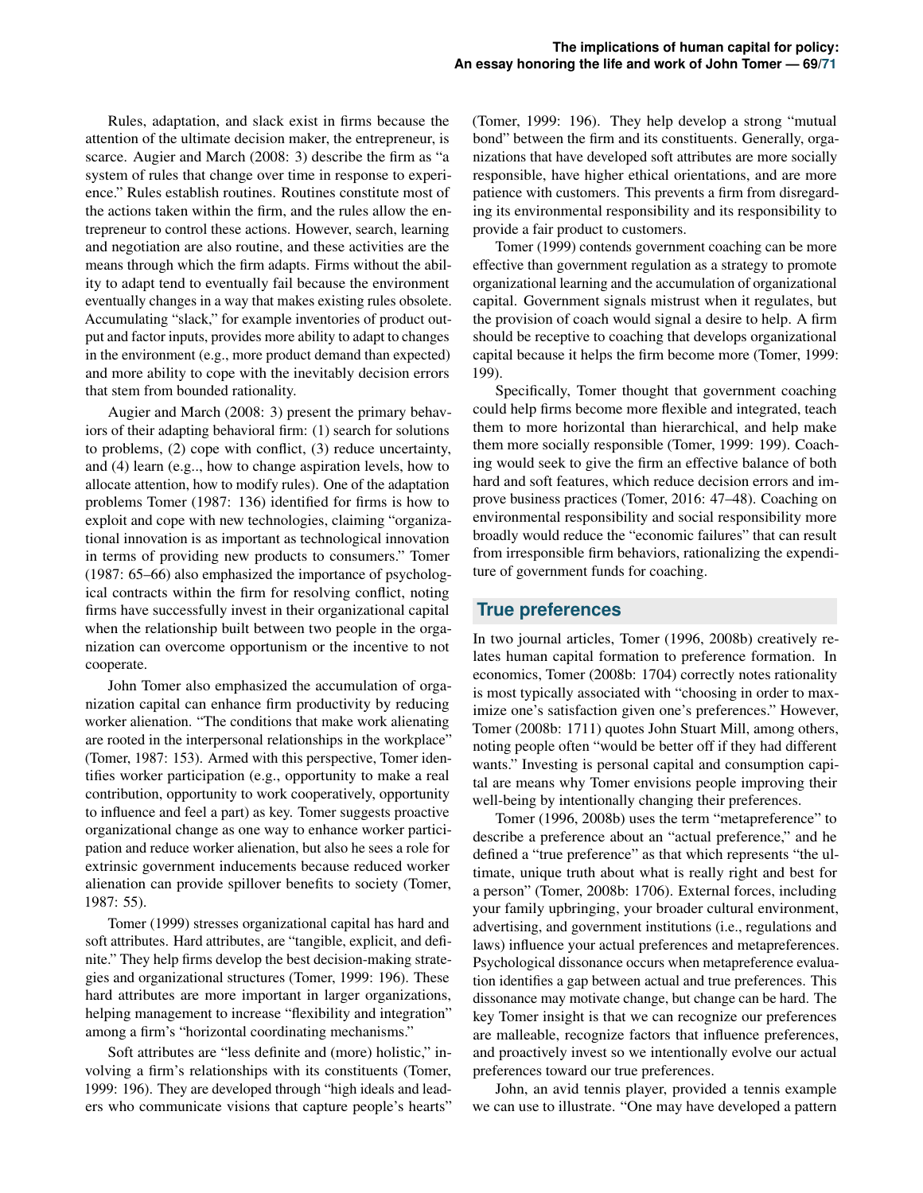Rules, adaptation, and slack exist in firms because the attention of the ultimate decision maker, the entrepreneur, is scarce. Augier and March (2008: 3) describe the firm as "a system of rules that change over time in response to experience." Rules establish routines. Routines constitute most of the actions taken within the firm, and the rules allow the entrepreneur to control these actions. However, search, learning and negotiation are also routine, and these activities are the means through which the firm adapts. Firms without the ability to adapt tend to eventually fail because the environment eventually changes in a way that makes existing rules obsolete. Accumulating "slack," for example inventories of product output and factor inputs, provides more ability to adapt to changes in the environment (e.g., more product demand than expected) and more ability to cope with the inevitably decision errors that stem from bounded rationality.

Augier and March (2008: 3) present the primary behaviors of their adapting behavioral firm: (1) search for solutions to problems, (2) cope with conflict, (3) reduce uncertainty, and (4) learn (e.g.., how to change aspiration levels, how to allocate attention, how to modify rules). One of the adaptation problems Tomer (1987: 136) identified for firms is how to exploit and cope with new technologies, claiming "organizational innovation is as important as technological innovation in terms of providing new products to consumers." Tomer (1987: 65–66) also emphasized the importance of psychological contracts within the firm for resolving conflict, noting firms have successfully invest in their organizational capital when the relationship built between two people in the organization can overcome opportunism or the incentive to not cooperate.

John Tomer also emphasized the accumulation of organization capital can enhance firm productivity by reducing worker alienation. "The conditions that make work alienating are rooted in the interpersonal relationships in the workplace" (Tomer, 1987: 153). Armed with this perspective, Tomer identifies worker participation (e.g., opportunity to make a real contribution, opportunity to work cooperatively, opportunity to influence and feel a part) as key. Tomer suggests proactive organizational change as one way to enhance worker participation and reduce worker alienation, but also he sees a role for extrinsic government inducements because reduced worker alienation can provide spillover benefits to society (Tomer, 1987: 55).

Tomer (1999) stresses organizational capital has hard and soft attributes. Hard attributes, are "tangible, explicit, and definite." They help firms develop the best decision-making strategies and organizational structures (Tomer, 1999: 196). These hard attributes are more important in larger organizations, helping management to increase "flexibility and integration" among a firm's "horizontal coordinating mechanisms."

Soft attributes are "less definite and (more) holistic," involving a firm's relationships with its constituents (Tomer, 1999: 196). They are developed through "high ideals and leaders who communicate visions that capture people's hearts" (Tomer, 1999: 196). They help develop a strong "mutual bond" between the firm and its constituents. Generally, organizations that have developed soft attributes are more socially responsible, have higher ethical orientations, and are more patience with customers. This prevents a firm from disregarding its environmental responsibility and its responsibility to provide a fair product to customers.

Tomer (1999) contends government coaching can be more effective than government regulation as a strategy to promote organizational learning and the accumulation of organizational capital. Government signals mistrust when it regulates, but the provision of coach would signal a desire to help. A firm should be receptive to coaching that develops organizational capital because it helps the firm become more (Tomer, 1999: 199).

Specifically, Tomer thought that government coaching could help firms become more flexible and integrated, teach them to more horizontal than hierarchical, and help make them more socially responsible (Tomer, 1999: 199). Coaching would seek to give the firm an effective balance of both hard and soft features, which reduce decision errors and improve business practices (Tomer, 2016: 47–48). Coaching on environmental responsibility and social responsibility more broadly would reduce the "economic failures" that can result from irresponsible firm behaviors, rationalizing the expenditure of government funds for coaching.

## True preferences

In two journal articles, Tomer (1996, 2008b) creatively relates human capital formation to preference formation. In economics, Tomer (2008b: 1704) correctly notes rationality is most typically associated with "choosing in order to maximize one's satisfaction given one's preferences." However, Tomer (2008b: 1711) quotes John Stuart Mill, among others, noting people often "would be better off if they had different wants." Investing is personal capital and consumption capital are means why Tomer envisions people improving their well-being by intentionally changing their preferences.

Tomer (1996, 2008b) uses the term "metapreference" to describe a preference about an "actual preference," and he defined a "true preference" as that which represents "the ultimate, unique truth about what is really right and best for a person" (Tomer, 2008b: 1706). External forces, including your family upbringing, your broader cultural environment, advertising, and government institutions (i.e., regulations and laws) influence your actual preferences and metapreferences. Psychological dissonance occurs when metapreference evaluation identifies a gap between actual and true preferences. This dissonance may motivate change, but change can be hard. The key Tomer insight is that we can recognize our preferences are malleable, recognize factors that influence preferences, and proactively invest so we intentionally evolve our actual preferences toward our true preferences.

John, an avid tennis player, provided a tennis example we can use to illustrate. "One may have developed a pattern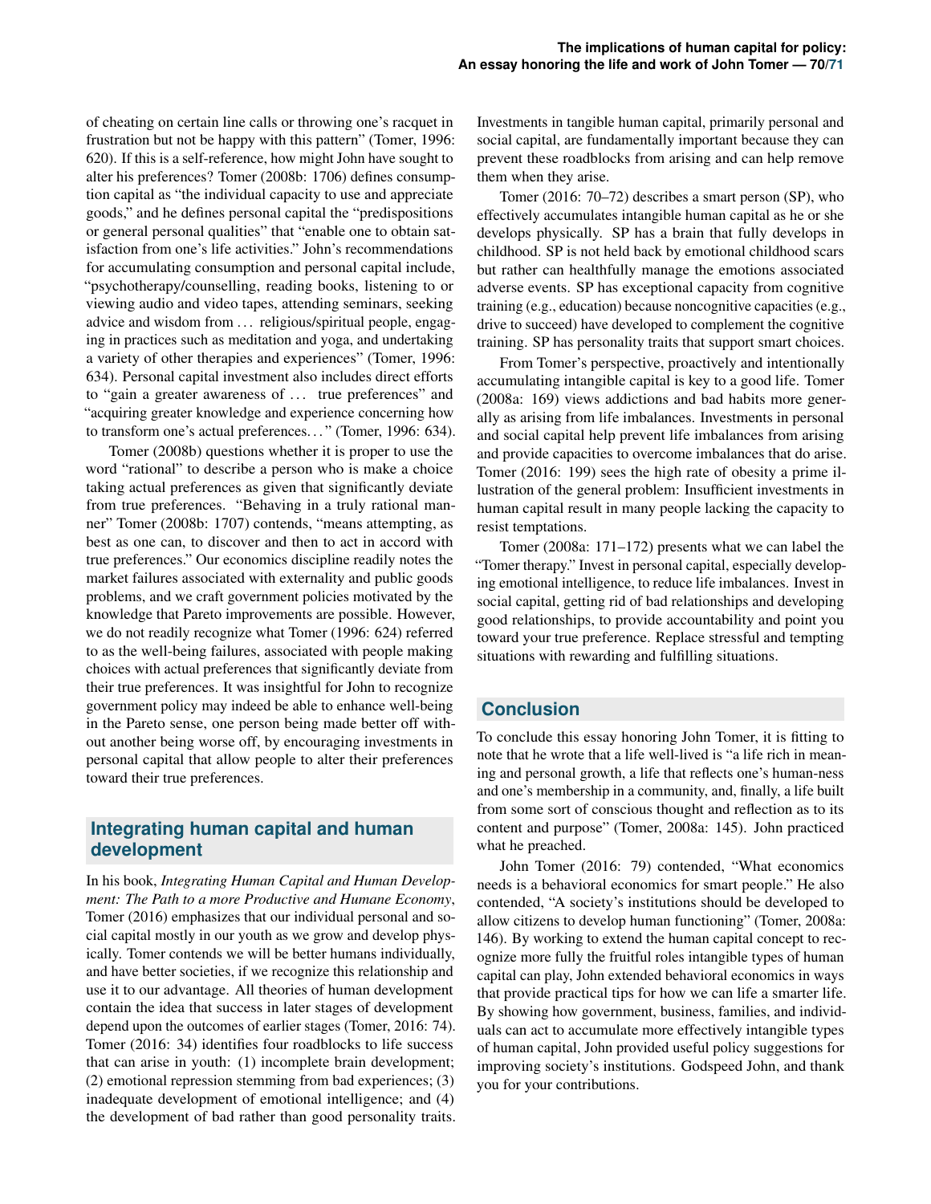of cheating on certain line calls or throwing one's racquet in frustration but not be happy with this pattern" (Tomer, 1996: 620). If this is a self-reference, how might John have sought to alter his preferences? Tomer (2008b: 1706) defines consumption capital as "the individual capacity to use and appreciate goods," and he defines personal capital the "predispositions or general personal qualities" that "enable one to obtain satisfaction from one's life activities." John's recommendations for accumulating consumption and personal capital include, "psychotherapy/counselling, reading books, listening to or viewing audio and video tapes, attending seminars, seeking advice and wisdom from ... religious/spiritual people, engaging in practices such as meditation and yoga, and undertaking a variety of other therapies and experiences" (Tomer, 1996: 634). Personal capital investment also includes direct efforts to "gain a greater awareness of ... true preferences" and "acquiring greater knowledge and experience concerning how to transform one's actual preferences..." (Tomer, 1996: 634).

Tomer (2008b) questions whether it is proper to use the word "rational" to describe a person who is make a choice taking actual preferences as given that significantly deviate from true preferences. "Behaving in a truly rational manner" Tomer (2008b: 1707) contends, "means attempting, as best as one can, to discover and then to act in accord with true preferences." Our economics discipline readily notes the market failures associated with externality and public goods problems, and we craft government policies motivated by the knowledge that Pareto improvements are possible. However, we do not readily recognize what Tomer (1996: 624) referred to as the well-being failures, associated with people making choices with actual preferences that significantly deviate from their true preferences. It was insightful for John to recognize government policy may indeed be able to enhance well-being in the Pareto sense, one person being made better off without another being worse off, by encouraging investments in personal capital that allow people to alter their preferences toward their true preferences.

## Integrating human capital and human development

In his book, *Integrating Human Capital and Human Development: The Path to a more Productive and Humane Economy*, Tomer (2016) emphasizes that our individual personal and social capital mostly in our youth as we grow and develop physically. Tomer contends we will be better humans individually, and have better societies, if we recognize this relationship and use it to our advantage. All theories of human development contain the idea that success in later stages of development depend upon the outcomes of earlier stages (Tomer, 2016: 74). Tomer (2016: 34) identifies four roadblocks to life success that can arise in youth: (1) incomplete brain development; (2) emotional repression stemming from bad experiences; (3) inadequate development of emotional intelligence; and (4) the development of bad rather than good personality traits. Investments in tangible human capital, primarily personal and social capital, are fundamentally important because they can prevent these roadblocks from arising and can help remove them when they arise.

Tomer (2016: 70–72) describes a smart person (SP), who effectively accumulates intangible human capital as he or she develops physically. SP has a brain that fully develops in childhood. SP is not held back by emotional childhood scars but rather can healthfully manage the emotions associated adverse events. SP has exceptional capacity from cognitive training (e.g., education) because noncognitive capacities (e.g., drive to succeed) have developed to complement the cognitive training. SP has personality traits that support smart choices.

From Tomer's perspective, proactively and intentionally accumulating intangible capital is key to a good life. Tomer (2008a: 169) views addictions and bad habits more generally as arising from life imbalances. Investments in personal and social capital help prevent life imbalances from arising and provide capacities to overcome imbalances that do arise. Tomer (2016: 199) sees the high rate of obesity a prime illustration of the general problem: Insufficient investments in human capital result in many people lacking the capacity to resist temptations.

Tomer (2008a: 171–172) presents what we can label the "Tomer therapy." Invest in personal capital, especially developing emotional intelligence, to reduce life imbalances. Invest in social capital, getting rid of bad relationships and developing good relationships, to provide accountability and point you toward your true preference. Replace stressful and tempting situations with rewarding and fulfilling situations.

## Conclusion

To conclude this essay honoring John Tomer, it is fitting to note that he wrote that a life well-lived is "a life rich in meaning and personal growth, a life that reflects one's human-ness and one's membership in a community, and, finally, a life built from some sort of conscious thought and reflection as to its content and purpose" (Tomer, 2008a: 145). John practiced what he preached.

John Tomer (2016: 79) contended, "What economics needs is a behavioral economics for smart people." He also contended, "A society's institutions should be developed to allow citizens to develop human functioning" (Tomer, 2008a: 146). By working to extend the human capital concept to recognize more fully the fruitful roles intangible types of human capital can play, John extended behavioral economics in ways that provide practical tips for how we can life a smarter life. By showing how government, business, families, and individuals can act to accumulate more effectively intangible types of human capital, John provided useful policy suggestions for improving society's institutions. Godspeed John, and thank you for your contributions.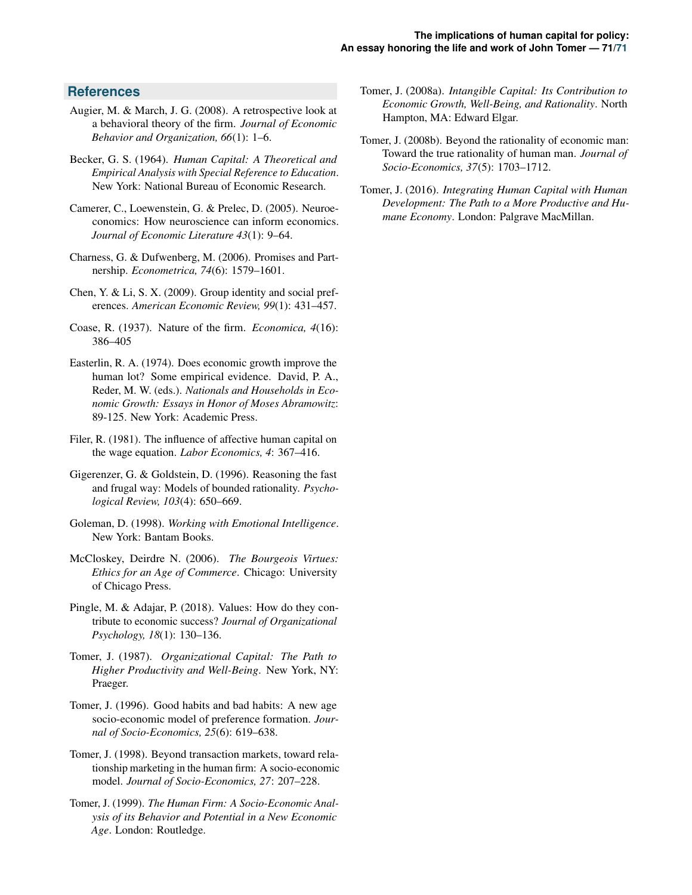## References

Augier, M. & March, J. G. (2008). A retrospective look at a behavioral theory of the firm. *Journal of Economic Behavior and Organization, 66*(1): 1–6.

Becker, G. S. (1964). *Human Capital: A Theoretical and Empirical Analysis with Special Reference to Education*. New York: National Bureau of Economic Research.

Camerer, C., Loewenstein, G. & Prelec, D. (2005). Neuroeconomics: How neuroscience can inform economics. *Journal of Economic Literature 43*(1): 9–64.

Charness, G. & Dufwenberg, M. (2006). Promises and Partnership. *Econometrica, 74*(6): 1579–1601.

Chen, Y. & Li, S. X. (2009). Group identity and social preferences. *American Economic Review, 99*(1): 431–457.

Coase, R. (1937). Nature of the firm. *Economica, 4*(16): 386–405

Easterlin, R. A. (1974). Does economic growth improve the human lot? Some empirical evidence. David, P. A., Reder, M. W. (eds.). *Nationals and Households in Economic Growth: Essays in Honor of Moses Abramowitz*: 89-125. New York: Academic Press.

Filer, R. (1981). The influence of affective human capital on the wage equation. *Labor Economics, 4*: 367–416.

Gigerenzer, G. & Goldstein, D. (1996). Reasoning the fast and frugal way: Models of bounded rationality. *Psychological Review, 103*(4): 650–669.

Goleman, D. (1998). *Working with Emotional Intelligence*. New York: Bantam Books.

McCloskey, Deirdre N. (2006). *The Bourgeois Virtues: Ethics for an Age of Commerce*. Chicago: University of Chicago Press.

Pingle, M. & Adajar, P. (2018). Values: How do they contribute to economic success? *Journal of Organizational Psychology, 18*(1): 130–136.

Tomer, J. (1987). *Organizational Capital: The Path to Higher Productivity and Well-Being*. New York, NY: Praeger.

Tomer, J. (1996). Good habits and bad habits: A new age socio-economic model of preference formation. *Journal of Socio-Economics, 25*(6): 619–638.

Tomer, J. (1998). Beyond transaction markets, toward relationship marketing in the human firm: A socio-economic model. *Journal of Socio-Economics, 27*: 207–228.

Tomer, J. (1999). *The Human Firm: A Socio-Economic Analysis of its Behavior and Potential in a New Economic Age*. London: Routledge.

Tomer, J. (2008a). *Intangible Capital: Its Contribution to Economic Growth, Well-Being, and Rationality*. North Hampton, MA: Edward Elgar.

Tomer, J. (2008b). Beyond the rationality of economic man: Toward the true rationality of human man. *Journal of Socio-Economics, 37*(5): 1703–1712.

Tomer, J. (2016). *Integrating Human Capital with Human Development: The Path to a More Productive and Humane Economy*. London: Palgrave MacMillan.